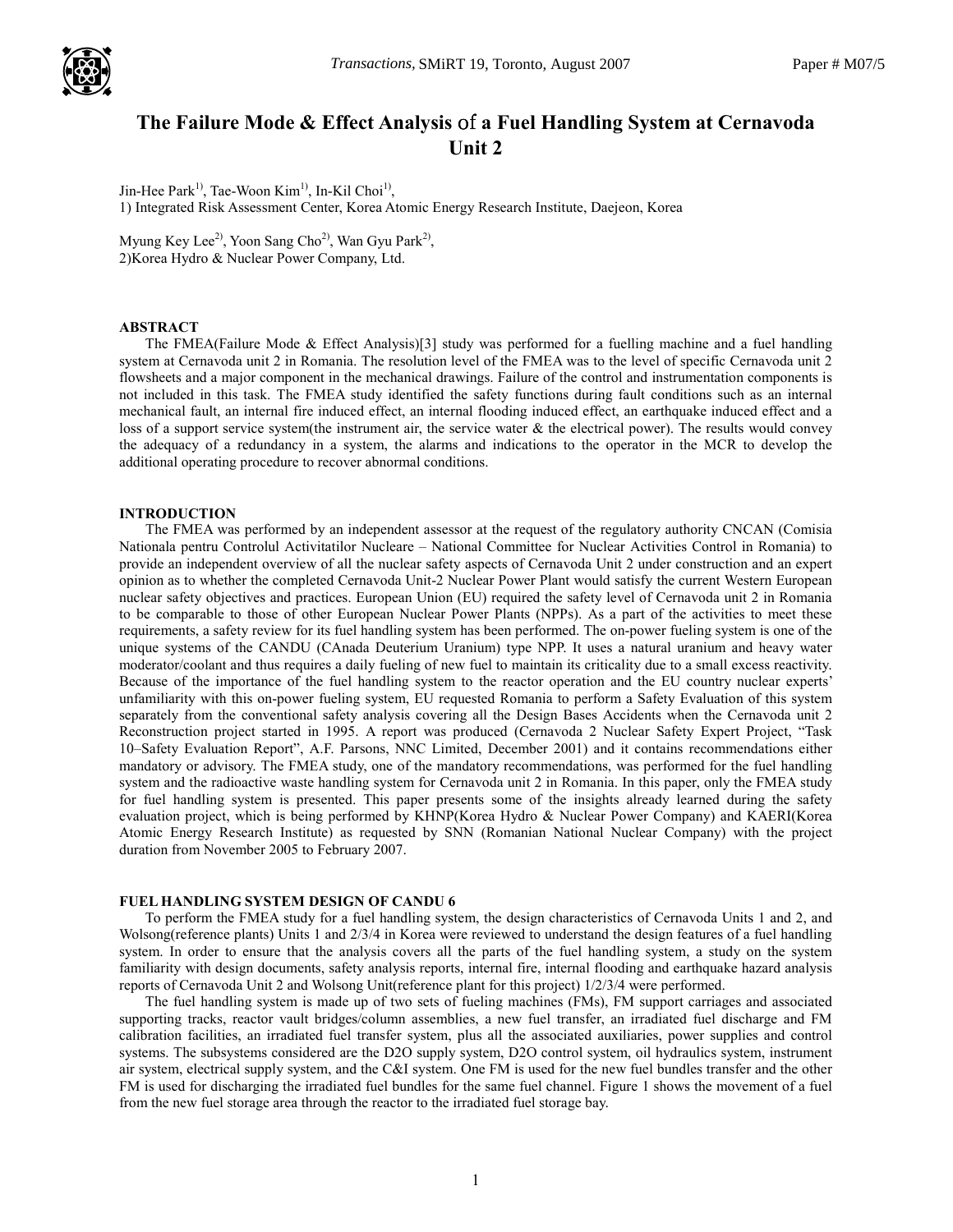# The Failure Mode & Effect Analysis of a Fuel Handling System at Cernavoda Unit 2

Jin-Hee Park[1], Tae-Woon Kim[1], In-Kil Choi[1],
1) Integrated Risk Assessment Center, Korea Atomic Energy Research Institute, Daejeon, Korea

Myung Key Lee[2], Yoon Sang Cho[2], Wan Gyu Park[2],
2)Korea Hydro & Nuclear Power Company, Ltd.

## ABSTRACT

The FMEA(Failure Mode & Effect Analysis)[3] study was performed for a fuelling machine and a fuel handling system at Cernavoda unit 2 in Romania. The resolution level of the FMEA was to the level of specific Cernavoda unit 2 flowsheets and a major component in the mechanical drawings. Failure of the control and instrumentation components is not included in this task. The FMEA study identified the safety functions during fault conditions such as an internal mechanical fault, an internal fire induced effect, an internal flooding induced effect, an earthquake induced effect and a loss of a support service system(the instrument air, the service water & the electrical power). The results would convey the adequacy of a redundancy in a system, the alarms and indications to the operator in the MCR to develop the additional operating procedure to recover abnormal conditions.

## INTRODUCTION

The FMEA was performed by an independent assessor at the request of the regulatory authority CNCAN (Comisia Nationala pentru Controlul Activitatilor Nucleare – National Committee for Nuclear Activities Control in Romania) to provide an independent overview of all the nuclear safety aspects of Cernavoda Unit 2 under construction and an expert opinion as to whether the completed Cernavoda Unit-2 Nuclear Power Plant would satisfy the current Western European nuclear safety objectives and practices. European Union (EU) required the safety level of Cernavoda unit 2 in Romania to be comparable to those of other European Nuclear Power Plants (NPPs). As a part of the activities to meet these requirements, a safety review for its fuel handling system has been performed. The on-power fueling system is one of the unique systems of the CANDU (CAnada Deuterium Uranium) type NPP. It uses a natural uranium and heavy water moderator/coolant and thus requires a daily fueling of new fuel to maintain its criticality due to a small excess reactivity. Because of the importance of the fuel handling system to the reactor operation and the EU country nuclear experts' unfamiliarity with this on-power fueling system, EU requested Romania to perform a Safety Evaluation of this system separately from the conventional safety analysis covering all the Design Bases Accidents when the Cernavoda unit 2 Reconstruction project started in 1995. A report was produced (Cernavoda 2 Nuclear Safety Expert Project, "Task 10–Safety Evaluation Report", A.F. Parsons, NNC Limited, December 2001) and it contains recommendations either mandatory or advisory. The FMEA study, one of the mandatory recommendations, was performed for the fuel handling system and the radioactive waste handling system for Cernavoda unit 2 in Romania. In this paper, only the FMEA study for fuel handling system is presented. This paper presents some of the insights already learned during the safety evaluation project, which is being performed by KHNP(Korea Hydro & Nuclear Power Company) and KAERI(Korea Atomic Energy Research Institute) as requested by SNN (Romanian National Nuclear Company) with the project duration from November 2005 to February 2007.

## FUEL HANDLING SYSTEM DESIGN OF CANDU 6

To perform the FMEA study for a fuel handling system, the design characteristics of Cernavoda Units 1 and 2, and Wolsong(reference plants) Units 1 and 2/3/4 in Korea were reviewed to understand the design features of a fuel handling system. In order to ensure that the analysis covers all the parts of the fuel handling system, a study on the system familiarity with design documents, safety analysis reports, internal fire, internal flooding and earthquake hazard analysis reports of Cernavoda Unit 2 and Wolsong Unit(reference plant for this project) 1/2/3/4 were performed.

The fuel handling system is made up of two sets of fueling machines (FMs), FM support carriages and associated supporting tracks, reactor vault bridges/column assemblies, a new fuel transfer, an irradiated fuel discharge and FM calibration facilities, an irradiated fuel transfer system, plus all the associated auxiliaries, power supplies and control systems. The subsystems considered are the D2O supply system, D2O control system, oil hydraulics system, instrument air system, electrical supply system, and the C&I system. One FM is used for the new fuel bundles transfer and the other FM is used for discharging the irradiated fuel bundles for the same fuel channel. Figure 1 shows the movement of a fuel from the new fuel storage area through the reactor to the irradiated fuel storage bay.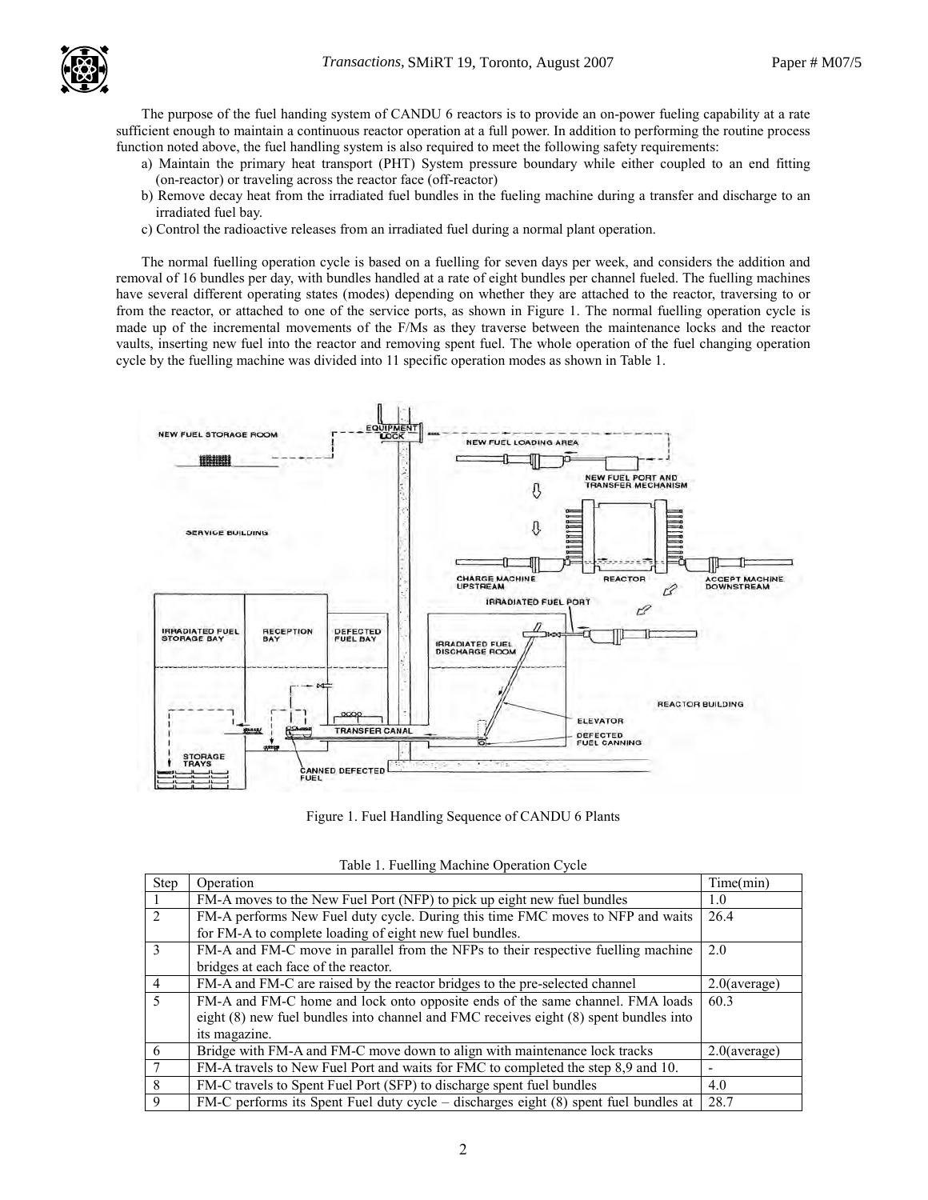The purpose of the fuel handing system of CANDU 6 reactors is to provide an on-power fueling capability at a rate sufficient enough to maintain a continuous reactor operation at a full power. In addition to performing the routine process function noted above, the fuel handling system is also required to meet the following safety requirements:

a) Maintain the primary heat transport (PHT) System pressure boundary while either coupled to an end fitting (on-reactor) or traveling across the reactor face (off-reactor)
b) Remove decay heat from the irradiated fuel bundles in the fueling machine during a transfer and discharge to an irradiated fuel bay.
c) Control the radioactive releases from an irradiated fuel during a normal plant operation.

The normal fuelling operation cycle is based on a fuelling for seven days per week, and considers the addition and removal of 16 bundles per day, with bundles handled at a rate of eight bundles per channel fueled. The fuelling machines have several different operating states (modes) depending on whether they are attached to the reactor, traversing to or from the reactor, or attached to one of the service ports, as shown in Figure 1. The normal fuelling operation cycle is made up of the incremental movements of the F/Ms as they traverse between the maintenance locks and the reactor vaults, inserting new fuel into the reactor and removing spent fuel. The whole operation of the fuel changing operation cycle by the fuelling machine was divided into 11 specific operation modes as shown in Table 1.

Figure 1. Fuel Handling Sequence of CANDU 6 Plants

Table 1. Fuelling Machine Operation Cycle

| Step | Operation | Time(min) |
|---|---|---|
| 1 | FM-A moves to the New Fuel Port (NFP) to pick up eight new fuel bundles | 1.0 |
| 2 | FM-A performs New Fuel duty cycle. During this time FMC moves to NFP and waits for FM-A to complete loading of eight new fuel bundles. | 26.4 |
| 3 | FM-A and FM-C move in parallel from the NFPs to their respective fuelling machine bridges at each face of the reactor. | 2.0 |
| 4 | FM-A and FM-C are raised by the reactor bridges to the pre-selected channel | 2.0(average) |
| 5 | FM-A and FM-C home and lock onto opposite ends of the same channel. FMA loads eight (8) new fuel bundles into channel and FMC receives eight (8) spent bundles into its magazine. | 60.3 |
| 6 | Bridge with FM-A and FM-C move down to align with maintenance lock tracks | 2.0(average) |
| 7 | FM-A travels to New Fuel Port and waits for FMC to completed the step 8,9 and 10. | - |
| 8 | FM-C travels to Spent Fuel Port (SFP) to discharge spent fuel bundles | 4.0 |
| 9 | FM-C performs its Spent Fuel duty cycle – discharges eight (8) spent fuel bundles at | 28.7 |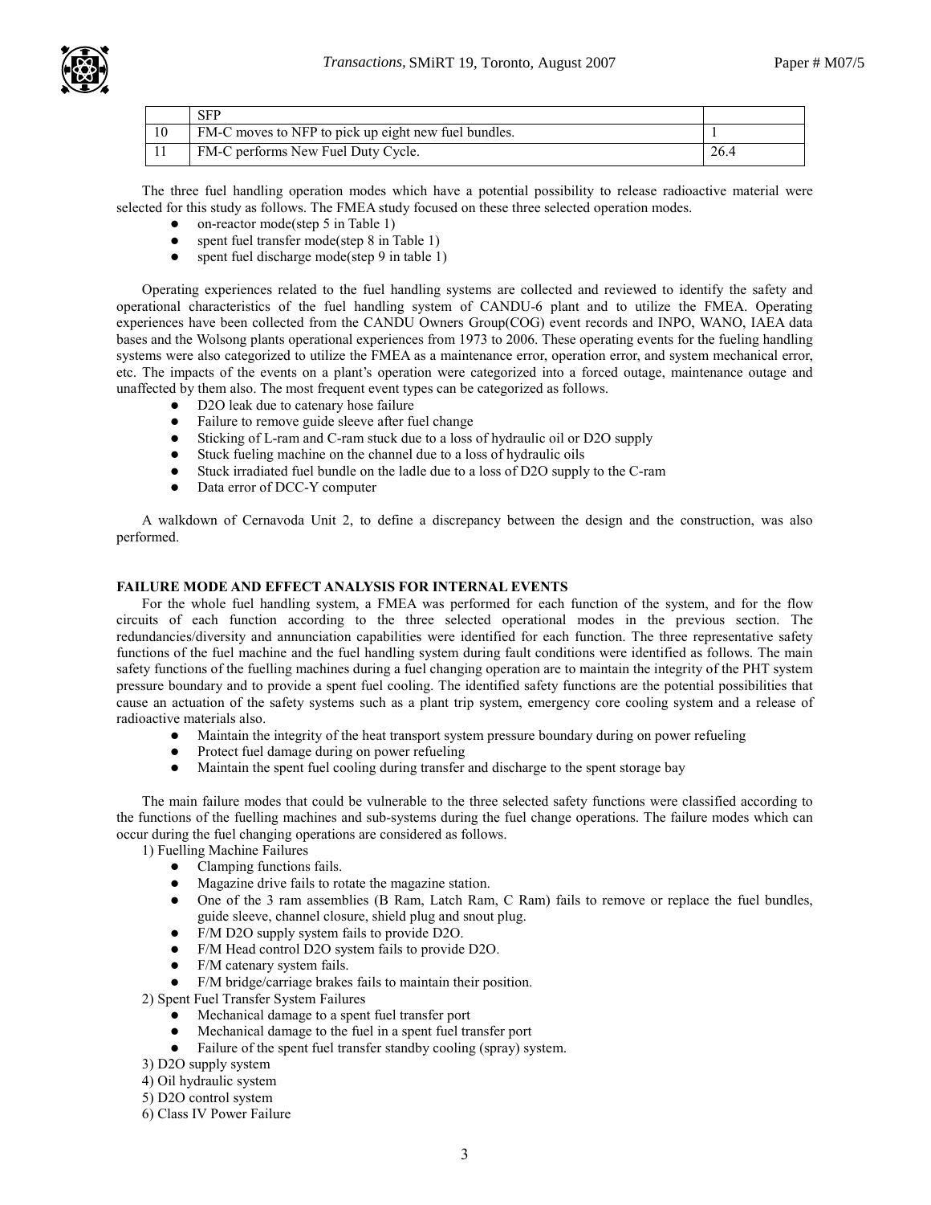|  | SFP |  |
|---|---|---|
| 10 | FM-C moves to NFP to pick up eight new fuel bundles. | 1 |
| 11 | FM-C performs New Fuel Duty Cycle. | 26.4 |

The three fuel handling operation modes which have a potential possibility to release radioactive material were selected for this study as follows. The FMEA study focused on these three selected operation modes.

- on-reactor mode(step 5 in Table 1)
- spent fuel transfer mode(step 8 in Table 1)
- spent fuel discharge mode(step 9 in table 1)

Operating experiences related to the fuel handling systems are collected and reviewed to identify the safety and operational characteristics of the fuel handling system of CANDU-6 plant and to utilize the FMEA. Operating experiences have been collected from the CANDU Owners Group(COG) event records and INPO, WANO, IAEA data bases and the Wolsong plants operational experiences from 1973 to 2006. These operating events for the fueling handling systems were also categorized to utilize the FMEA as a maintenance error, operation error, and system mechanical error, etc. The impacts of the events on a plant's operation were categorized into a forced outage, maintenance outage and unaffected by them also. The most frequent event types can be categorized as follows.

- D2O leak due to catenary hose failure
- Failure to remove guide sleeve after fuel change
- Sticking of L-ram and C-ram stuck due to a loss of hydraulic oil or D2O supply
- Stuck fueling machine on the channel due to a loss of hydraulic oils
- Stuck irradiated fuel bundle on the ladle due to a loss of D2O supply to the C-ram
- Data error of DCC-Y computer

A walkdown of Cernavoda Unit 2, to define a discrepancy between the design and the construction, was also performed.

## FAILURE MODE AND EFFECT ANALYSIS FOR INTERNAL EVENTS

For the whole fuel handling system, a FMEA was performed for each function of the system, and for the flow circuits of each function according to the three selected operational modes in the previous section. The redundancies/diversity and annunciation capabilities were identified for each function. The three representative safety functions of the fuel machine and the fuel handling system during fault conditions were identified as follows. The main safety functions of the fuelling machines during a fuel changing operation are to maintain the integrity of the PHT system pressure boundary and to provide a spent fuel cooling. The identified safety functions are the potential possibilities that cause an actuation of the safety systems such as a plant trip system, emergency core cooling system and a release of radioactive materials also.

- Maintain the integrity of the heat transport system pressure boundary during on power refueling
- Protect fuel damage during on power refueling
- Maintain the spent fuel cooling during transfer and discharge to the spent storage bay

The main failure modes that could be vulnerable to the three selected safety functions were classified according to the functions of the fuelling machines and sub-systems during the fuel change operations. The failure modes which can occur during the fuel changing operations are considered as follows.

1) Fuelling Machine Failures

- Clamping functions fails.
- Magazine drive fails to rotate the magazine station.
- One of the 3 ram assemblies (B Ram, Latch Ram, C Ram) fails to remove or replace the fuel bundles, guide sleeve, channel closure, shield plug and snout plug.
- F/M D2O supply system fails to provide D2O.
- F/M Head control D2O system fails to provide D2O.
- F/M catenary system fails.
- F/M bridge/carriage brakes fails to maintain their position.

2) Spent Fuel Transfer System Failures

- Mechanical damage to a spent fuel transfer port
- Mechanical damage to the fuel in a spent fuel transfer port
- Failure of the spent fuel transfer standby cooling (spray) system.

3) D2O supply system

4) Oil hydraulic system

5) D2O control system

6) Class IV Power Failure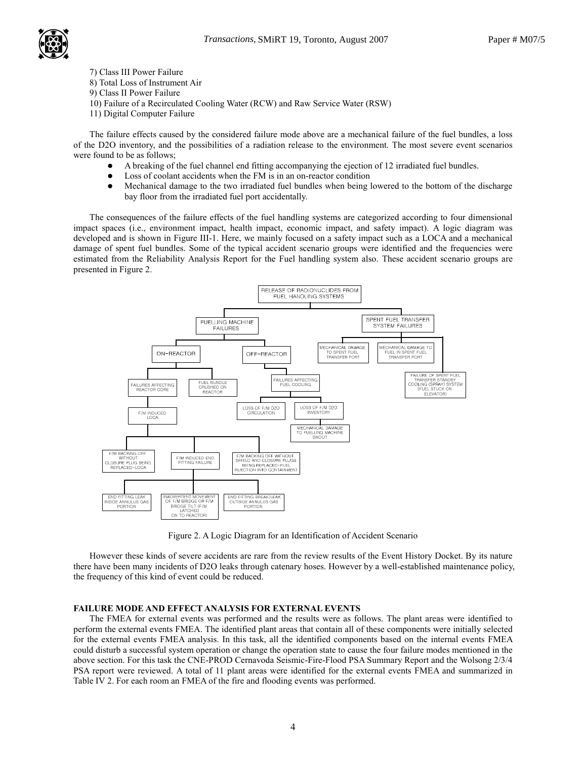7) Class III Power Failure
8) Total Loss of Instrument Air
9) Class II Power Failure
10) Failure of a Recirculated Cooling Water (RCW) and Raw Service Water (RSW)
11) Digital Computer Failure

The failure effects caused by the considered failure mode above are a mechanical failure of the fuel bundles, a loss of the D2O inventory, and the possibilities of a radiation release to the environment. The most severe event scenarios were found to be as follows;

- A breaking of the fuel channel end fitting accompanying the ejection of 12 irradiated fuel bundles.
- Loss of coolant accidents when the FM is in an on-reactor condition
- Mechanical damage to the two irradiated fuel bundles when being lowered to the bottom of the discharge bay floor from the irradiated fuel port accidentally.

The consequences of the failure effects of the fuel handling systems are categorized according to four dimensional impact spaces (i.e., environment impact, health impact, economic impact, and safety impact). A logic diagram was developed and is shown in Figure III-1. Here, we mainly focused on a safety impact such as a LOCA and a mechanical damage of spent fuel bundles. Some of the typical accident scenario groups were identified and the frequencies were estimated from the Reliability Analysis Report for the Fuel handling system also. These accident scenario groups are presented in Figure 2.

- RELEASE OF RADIONUCLIDES FROM FUEL HANDLING SYSTEMS
  - FUELLING MACHINE FAILURES
    - ON-REACTOR
      - FAILURES AFFECTING REACTOR CORE
        - F/M INDUCED LOCA
          - F/M BACKING OFF WITHOUT CLOSURE PLUG BEING REPLACED–LOCA
          - F/M INDUCED END FITTING FAILURE
            - END FITTING LEAK INSIDE ANNULUS GAS PORTION
            - INADVERTENT MOVEMENT OF F/M BRIDGE OR F/M BRIDGE TILT (F/M LATCHED ON TO REACTOR)
            - END FITTING BREAK/LEAK OUTSIDE ANNULUS GAS PORTION
          - F/M BACKING OFF WITHOUT SHIELD AND CLOSURE PLUGS BEING REPLACED–FUEL INJECTION INTO CONTAINMENT
      - FUEL BUNDLE CRUSHED ON REACTOR
    - OFF-REACTOR
      - FAILURES AFFECTING FUEL COOLING
        - LOSS OF F/M D2O CIRCULATION
        - LOSS OF F/M D2O INVENTORY
          - MECHANICAL DAMAGE TO FUELLING MACHINE SNOUT
  - SPENT FUEL TRANSFER SYSTEM FAILURES
    - MECHANICAL DAMAGE TO SPENT FUEL TRANSFER PORT
    - MECHANICAL DAMAGE TO FUEL IN SPENT FUEL TRANSFER PORT
    - FAILURE OF SPENT FUEL TRANSFER STANDBY COOLING (SPRAY) SYSTEM (FUEL STUCK ON ELEVATOR)

Figure 2. A Logic Diagram for an Identification of Accident Scenario

However these kinds of severe accidents are rare from the review results of the Event History Docket. By its nature there have been many incidents of D2O leaks through catenary hoses. However by a well-established maintenance policy, the frequency of this kind of event could be reduced.

## FAILURE MODE AND EFFECT ANALYSIS FOR EXTERNAL EVENTS

The FMEA for external events was performed and the results were as follows. The plant areas were identified to perform the external events FMEA. The identified plant areas that contain all of these components were initially selected for the external events FMEA analysis. In this task, all the identified components based on the internal events FMEA could disturb a successful system operation or change the operation state to cause the four failure modes mentioned in the above section. For this task the CNE-PROD Cernavoda Seismic-Fire-Flood PSA Summary Report and the Wolsong 2/3/4 PSA report were reviewed. A total of 11 plant areas were identified for the external events FMEA and summarized in Table IV 2. For each room an FMEA of the fire and flooding events was performed.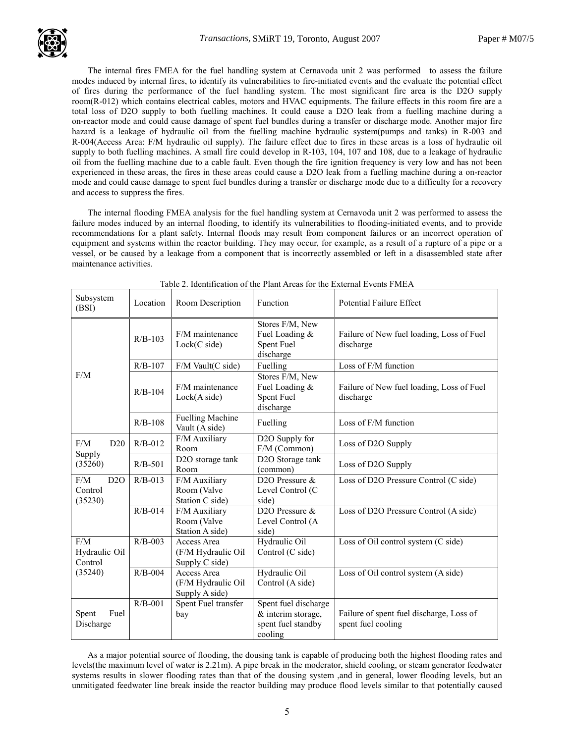The internal fires FMEA for the fuel handling system at Cernavoda unit 2 was performed  to assess the failure modes induced by internal fires, to identify its vulnerabilities to fire-initiated events and the evaluate the potential effect of fires during the performance of the fuel handling system. The most significant fire area is the D2O supply room(R-012) which contains electrical cables, motors and HVAC equipments. The failure effects in this room fire are a total loss of D2O supply to both fuelling machines. It could cause a D2O leak from a fuelling machine during a on-reactor mode and could cause damage of spent fuel bundles during a transfer or discharge mode. Another major fire hazard is a leakage of hydraulic oil from the fuelling machine hydraulic system(pumps and tanks) in R-003 and R-004(Access Area: F/M hydraulic oil supply). The failure effect due to fires in these areas is a loss of hydraulic oil supply to both fuelling machines. A small fire could develop in R-103, 104, 107 and 108, due to a leakage of hydraulic oil from the fuelling machine due to a cable fault. Even though the fire ignition frequency is very low and has not been experienced in these areas, the fires in these areas could cause a D2O leak from a fuelling machine during a on-reactor mode and could cause damage to spent fuel bundles during a transfer or discharge mode due to a difficulty for a recovery and access to suppress the fires.

The internal flooding FMEA analysis for the fuel handling system at Cernavoda unit 2 was performed to assess the failure modes induced by an internal flooding, to identify its vulnerabilities to flooding-initiated events, and to provide recommendations for a plant safety. Internal floods may result from component failures or an incorrect operation of equipment and systems within the reactor building. They may occur, for example, as a result of a rupture of a pipe or a vessel, or be caused by a leakage from a component that is incorrectly assembled or left in a disassembled state after maintenance activities.

Table 2. Identification of the Plant Areas for the External Events FMEA

| Subsystem (BSI) | Location | Room Description | Function | Potential Failure Effect |
|---|---|---|---|---|
| F/M | R/B-103 | F/M maintenance Lock(C side) | Stores F/M, New Fuel Loading & Spent Fuel discharge | Failure of New fuel loading, Loss of Fuel discharge |
| | R/B-107 | F/M Vault(C side) | Fuelling | Loss of F/M function |
| | R/B-104 | F/M maintenance Lock(A side) | Stores F/M, New Fuel Loading & Spent Fuel discharge | Failure of New fuel loading, Loss of Fuel discharge |
| | R/B-108 | Fuelling Machine Vault (A side) | Fuelling | Loss of F/M function |
| F/M D20 Supply (35260) | R/B-012 | F/M Auxiliary Room | D2O Supply for F/M (Common) | Loss of D2O Supply |
| | R/B-501 | D2O storage tank Room | D2O Storage tank (common) | Loss of D2O Supply |
| F/M D2O Control (35230) | R/B-013 | F/M Auxiliary Room (Valve Station C side) | D2O Pressure & Level Control (C side) | Loss of D2O Pressure Control (C side) |
| | R/B-014 | F/M Auxiliary Room (Valve Station A side) | D2O Pressure & Level Control (A side) | Loss of D2O Pressure Control (A side) |
| F/M Hydraulic Oil Control (35240) | R/B-003 | Access Area (F/M Hydraulic Oil Supply C side) | Hydraulic Oil Control (C side) | Loss of Oil control system (C side) |
| | R/B-004 | Access Area (F/M Hydraulic Oil Supply A side) | Hydraulic Oil Control (A side) | Loss of Oil control system (A side) |
| Spent Fuel Discharge | R/B-001 | Spent Fuel transfer bay | Spent fuel discharge & interim storage, spent fuel standby cooling | Failure of spent fuel discharge, Loss of spent fuel cooling |

As a major potential source of flooding, the dousing tank is capable of producing both the highest flooding rates and levels(the maximum level of water is 2.21m). A pipe break in the moderator, shield cooling, or steam generator feedwater systems results in slower flooding rates than that of the dousing system ,and in general, lower flooding levels, but an unmitigated feedwater line break inside the reactor building may produce flood levels similar to that potentially caused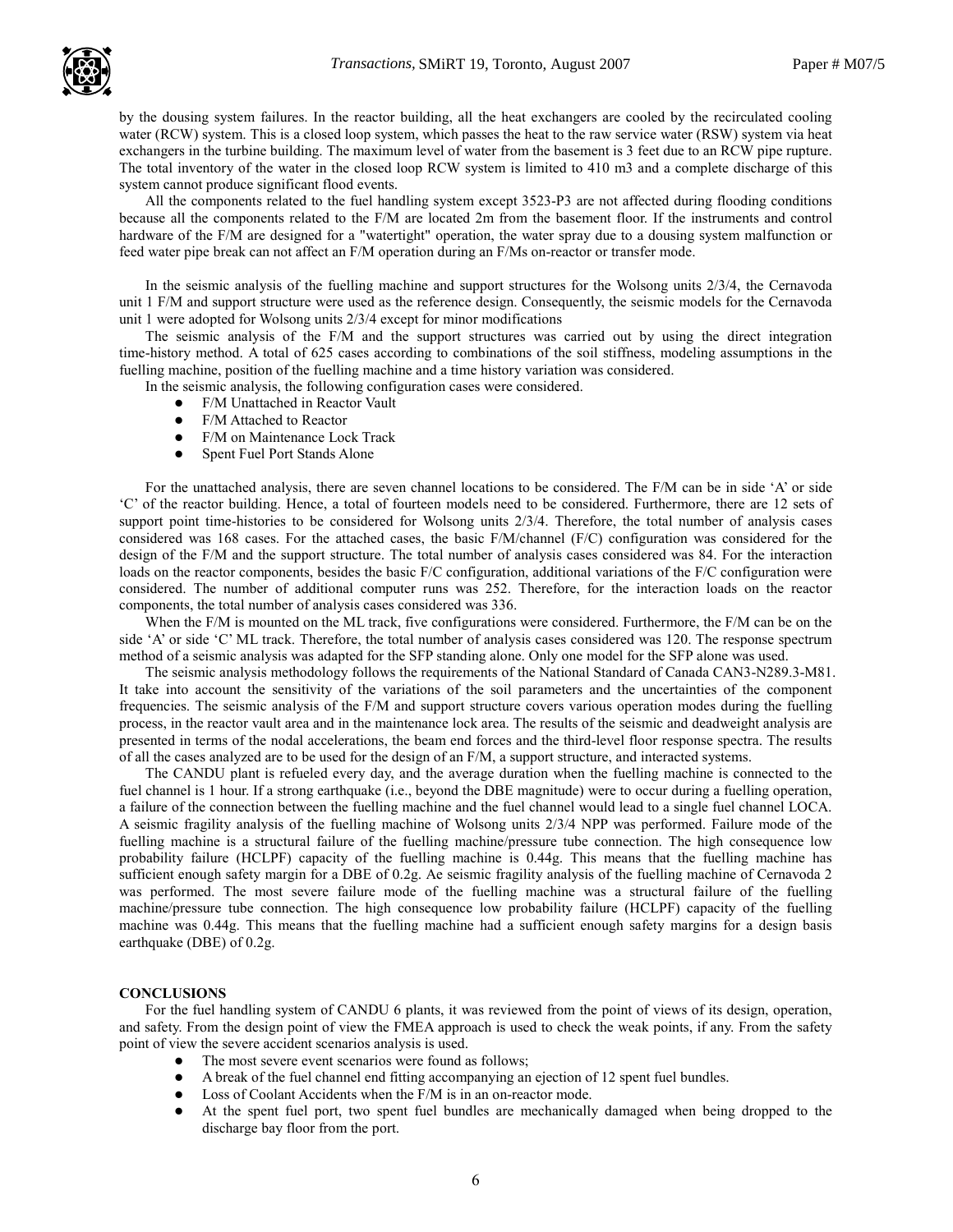by the dousing system failures. In the reactor building, all the heat exchangers are cooled by the recirculated cooling water (RCW) system. This is a closed loop system, which passes the heat to the raw service water (RSW) system via heat exchangers in the turbine building. The maximum level of water from the basement is 3 feet due to an RCW pipe rupture. The total inventory of the water in the closed loop RCW system is limited to 410 m3 and a complete discharge of this system cannot produce significant flood events.

All the components related to the fuel handling system except 3523-P3 are not affected during flooding conditions because all the components related to the F/M are located 2m from the basement floor. If the instruments and control hardware of the F/M are designed for a "watertight" operation, the water spray due to a dousing system malfunction or feed water pipe break can not affect an F/M operation during an F/Ms on-reactor or transfer mode.

In the seismic analysis of the fuelling machine and support structures for the Wolsong units 2/3/4, the Cernavoda unit 1 F/M and support structure were used as the reference design. Consequently, the seismic models for the Cernavoda unit 1 were adopted for Wolsong units 2/3/4 except for minor modifications

The seismic analysis of the F/M and the support structures was carried out by using the direct integration time-history method. A total of 625 cases according to combinations of the soil stiffness, modeling assumptions in the fuelling machine, position of the fuelling machine and a time history variation was considered.

In the seismic analysis, the following configuration cases were considered.

- F/M Unattached in Reactor Vault
- F/M Attached to Reactor
- F/M on Maintenance Lock Track
- Spent Fuel Port Stands Alone

For the unattached analysis, there are seven channel locations to be considered. The F/M can be in side 'A' or side 'C' of the reactor building. Hence, a total of fourteen models need to be considered. Furthermore, there are 12 sets of support point time-histories to be considered for Wolsong units 2/3/4. Therefore, the total number of analysis cases considered was 168 cases. For the attached cases, the basic F/M/channel (F/C) configuration was considered for the design of the F/M and the support structure. The total number of analysis cases considered was 84. For the interaction loads on the reactor components, besides the basic F/C configuration, additional variations of the F/C configuration were considered. The number of additional computer runs was 252. Therefore, for the interaction loads on the reactor components, the total number of analysis cases considered was 336.

When the F/M is mounted on the ML track, five configurations were considered. Furthermore, the F/M can be on the side 'A' or side 'C' ML track. Therefore, the total number of analysis cases considered was 120. The response spectrum method of a seismic analysis was adapted for the SFP standing alone. Only one model for the SFP alone was used.

The seismic analysis methodology follows the requirements of the National Standard of Canada CAN3-N289.3-M81. It take into account the sensitivity of the variations of the soil parameters and the uncertainties of the component frequencies. The seismic analysis of the F/M and support structure covers various operation modes during the fuelling process, in the reactor vault area and in the maintenance lock area. The results of the seismic and deadweight analysis are presented in terms of the nodal accelerations, the beam end forces and the third-level floor response spectra. The results of all the cases analyzed are to be used for the design of an F/M, a support structure, and interacted systems.

The CANDU plant is refueled every day, and the average duration when the fuelling machine is connected to the fuel channel is 1 hour. If a strong earthquake (i.e., beyond the DBE magnitude) were to occur during a fuelling operation, a failure of the connection between the fuelling machine and the fuel channel would lead to a single fuel channel LOCA. A seismic fragility analysis of the fuelling machine of Wolsong units 2/3/4 NPP was performed. Failure mode of the fuelling machine is a structural failure of the fuelling machine/pressure tube connection. The high consequence low probability failure (HCLPF) capacity of the fuelling machine is 0.44g. This means that the fuelling machine has sufficient enough safety margin for a DBE of 0.2g. Ae seismic fragility analysis of the fuelling machine of Cernavoda 2 was performed. The most severe failure mode of the fuelling machine was a structural failure of the fuelling machine/pressure tube connection. The high consequence low probability failure (HCLPF) capacity of the fuelling machine was 0.44g. This means that the fuelling machine had a sufficient enough safety margins for a design basis earthquake (DBE) of 0.2g.

**CONCLUSIONS**

For the fuel handling system of CANDU 6 plants, it was reviewed from the point of views of its design, operation, and safety. From the design point of view the FMEA approach is used to check the weak points, if any. From the safety point of view the severe accident scenarios analysis is used.

- The most severe event scenarios were found as follows;
- A break of the fuel channel end fitting accompanying an ejection of 12 spent fuel bundles.
- Loss of Coolant Accidents when the F/M is in an on-reactor mode.
- At the spent fuel port, two spent fuel bundles are mechanically damaged when being dropped to the discharge bay floor from the port.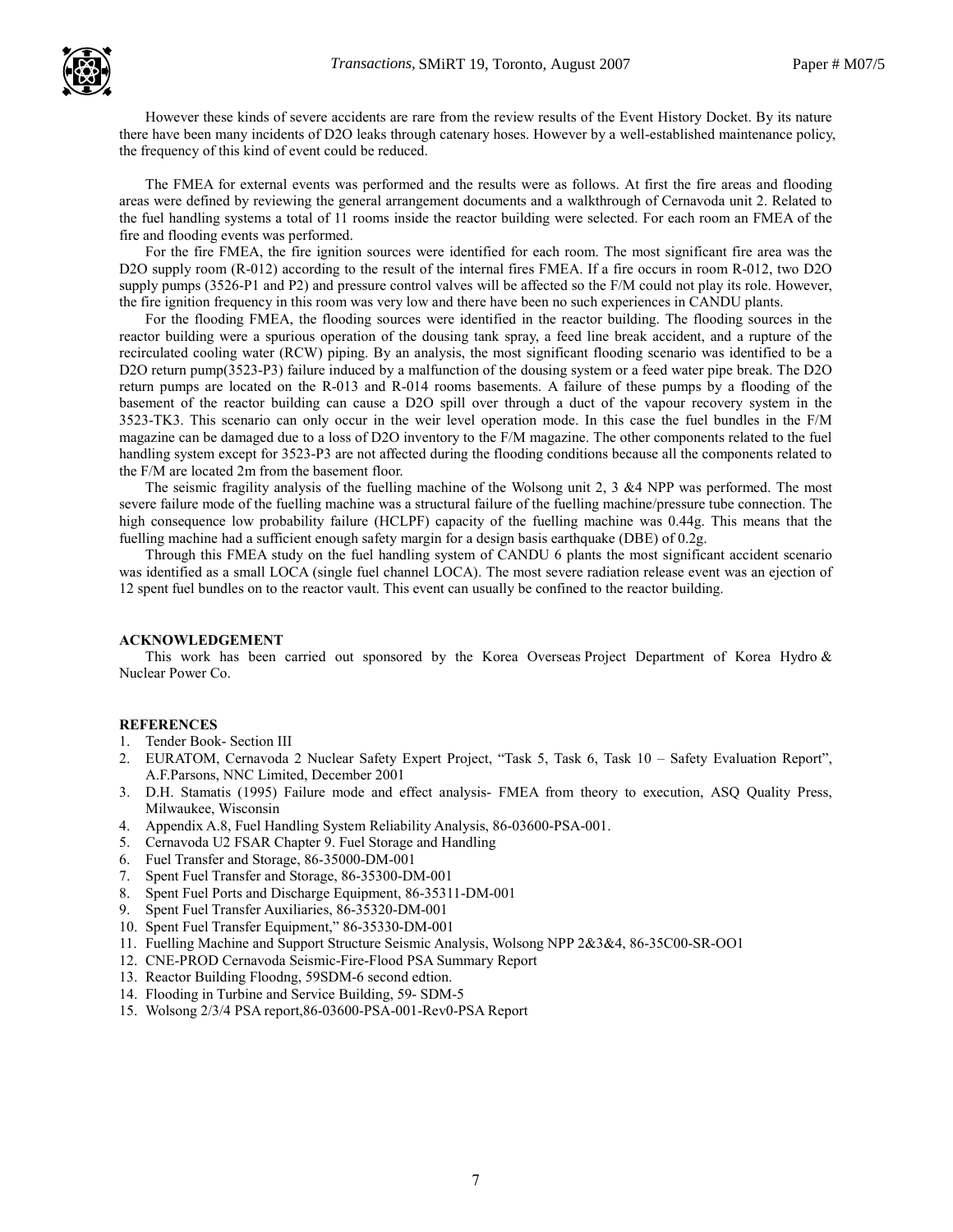However these kinds of severe accidents are rare from the review results of the Event History Docket. By its nature there have been many incidents of D2O leaks through catenary hoses. However by a well-established maintenance policy, the frequency of this kind of event could be reduced.

The FMEA for external events was performed and the results were as follows. At first the fire areas and flooding areas were defined by reviewing the general arrangement documents and a walkthrough of Cernavoda unit 2. Related to the fuel handling systems a total of 11 rooms inside the reactor building were selected. For each room an FMEA of the fire and flooding events was performed.

For the fire FMEA, the fire ignition sources were identified for each room. The most significant fire area was the D2O supply room (R-012) according to the result of the internal fires FMEA. If a fire occurs in room R-012, two D2O supply pumps (3526-P1 and P2) and pressure control valves will be affected so the F/M could not play its role. However, the fire ignition frequency in this room was very low and there have been no such experiences in CANDU plants.

For the flooding FMEA, the flooding sources were identified in the reactor building. The flooding sources in the reactor building were a spurious operation of the dousing tank spray, a feed line break accident, and a rupture of the recirculated cooling water (RCW) piping. By an analysis, the most significant flooding scenario was identified to be a D2O return pump(3523-P3) failure induced by a malfunction of the dousing system or a feed water pipe break. The D2O return pumps are located on the R-013 and R-014 rooms basements. A failure of these pumps by a flooding of the basement of the reactor building can cause a D2O spill over through a duct of the vapour recovery system in the 3523-TK3. This scenario can only occur in the weir level operation mode. In this case the fuel bundles in the F/M magazine can be damaged due to a loss of D2O inventory to the F/M magazine. The other components related to the fuel handling system except for 3523-P3 are not affected during the flooding conditions because all the components related to the F/M are located 2m from the basement floor.

The seismic fragility analysis of the fuelling machine of the Wolsong unit 2, 3 &4 NPP was performed. The most severe failure mode of the fuelling machine was a structural failure of the fuelling machine/pressure tube connection. The high consequence low probability failure (HCLPF) capacity of the fuelling machine was 0.44g. This means that the fuelling machine had a sufficient enough safety margin for a design basis earthquake (DBE) of 0.2g.

Through this FMEA study on the fuel handling system of CANDU 6 plants the most significant accident scenario was identified as a small LOCA (single fuel channel LOCA). The most severe radiation release event was an ejection of 12 spent fuel bundles on to the reactor vault. This event can usually be confined to the reactor building.

## ACKNOWLEDGEMENT

This work has been carried out sponsored by the Korea Overseas Project Department of Korea Hydro & Nuclear Power Co.

## REFERENCES

1. Tender Book- Section III
2. EURATOM, Cernavoda 2 Nuclear Safety Expert Project, "Task 5, Task 6, Task 10 – Safety Evaluation Report", A.F.Parsons, NNC Limited, December 2001
3. D.H. Stamatis (1995) Failure mode and effect analysis- FMEA from theory to execution, ASQ Quality Press, Milwaukee, Wisconsin
4. Appendix A.8, Fuel Handling System Reliability Analysis, 86-03600-PSA-001.
5. Cernavoda U2 FSAR Chapter 9. Fuel Storage and Handling
6. Fuel Transfer and Storage, 86-35000-DM-001
7. Spent Fuel Transfer and Storage, 86-35300-DM-001
8. Spent Fuel Ports and Discharge Equipment, 86-35311-DM-001
9. Spent Fuel Transfer Auxiliaries, 86-35320-DM-001
10. Spent Fuel Transfer Equipment," 86-35330-DM-001
11. Fuelling Machine and Support Structure Seismic Analysis, Wolsong NPP 2&3&4, 86-35C00-SR-OO1
12. CNE-PROD Cernavoda Seismic-Fire-Flood PSA Summary Report
13. Reactor Building Floodng, 59SDM-6 second edtion.
14. Flooding in Turbine and Service Building, 59- SDM-5
15. Wolsong 2/3/4 PSA report,86-03600-PSA-001-Rev0-PSA Report